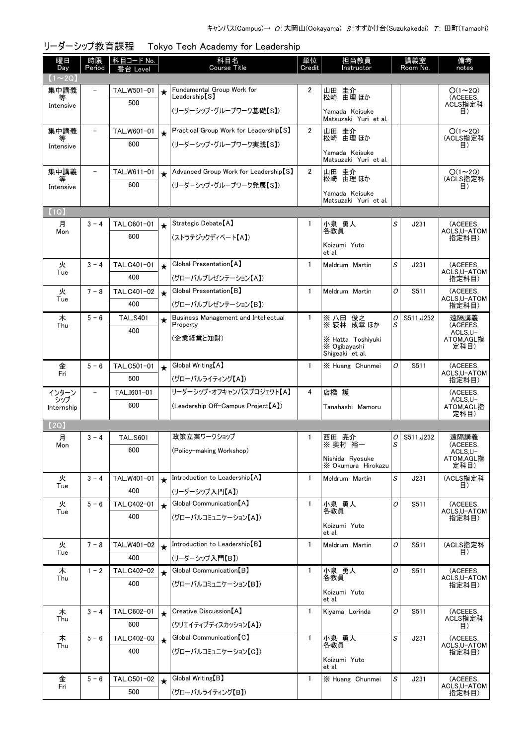キャンパス(Campus)→ O：大岡山(Ookayama) S：すずかけ台(Suzukakedai) T：田町(Tamachi)

## リーダーシップ教育課程 Tokyo Tech Academy for Leadership

| 曜日 Day | 時限 Period | 科目コード No. 番台 Level | | 科目名 Course Title | 単位 Credit | 担当教員 Instructor | | 講義室 Room No. | 備考 notes |
|---|---|---|---|---|---|---|---|---|---|
| 【1～2Q】 | | | | | | | | | |
| 集中講義等 Intensive | – | TAL.W501-01 500 | ★ | Fundamental Group Work for Leadership【S】 (リーダーシップ・グループワーク基礎【S】) | 2 | 山田 圭介 松崎 由理 ほか Yamada Keisuke Matsuzaki Yuri et al. | | | ○(1～2Q) (ACEEES, ACLS指定科目) |
| 集中講義等 Intensive | – | TAL.W601-01 600 | ★ | Practical Group Work for Leadership【S】 (リーダーシップ・グループワーク実践【S】) | 2 | 山田 圭介 松崎 由理 ほか Yamada Keisuke Matsuzaki Yuri et al. | | | ○(1～2Q) (ACLS指定科目) |
| 集中講義等 Intensive | – | TAL.W611-01 600 | ★ | Advanced Group Work for Leadership【S】 (リーダーシップ・グループワーク発展【S】) | 2 | 山田 圭介 松崎 由理 ほか Yamada Keisuke Matsuzaki Yuri et al. | | | ○(1～2Q) (ACLS指定科目) |
| 【1Q】 | | | | | | | | | |
| 月 Mon | 3－4 | TAL.C601-01 600 | ★ | Strategic Debate【A】 (ストラテジックディベート【A】) | 1 | 小泉 勇人 各教員 Koizumi Yuto et al. | S | J231 | (ACEEES, ACLS,U-ATOM指定科目) |
| 火 Tue | 3－4 | TAL.C401-01 400 | ★ | Global Presentation【A】 (グローバルプレゼンテーション【A】) | 1 | Meldrum Martin | S | J231 | (ACEEES, ACLS,U-ATOM指定科目) |
| 火 Tue | 7－8 | TAL.C401-02 400 | ★ | Global Presentation【B】 (グローバルプレゼンテーション【B】) | 1 | Meldrum Martin | O | S511 | (ACEEES, ACLS,U-ATOM指定科目) |
| 木 Thu | 5－6 | TAL.S401 400 | ★ | Business Management and Intellectual Property (企業経営と知財) | 1 | ※ 八田 俊之 ※ 荻林 成章 ほか ※ Hatta Toshiyuki ※ Ogibayashi Shigeaki et al. | O S | S511,J232 | 遠隔講義 (ACEEES, ACLS,U-ATOM,AGL指定科目) |
| 金 Fri | 5－6 | TAL.C501-01 500 | ★ | Global Writing【A】 (グローバルライティング【A】) | 1 | ※ Huang Chunmei | O | S511 | (ACEEES, ACLS,U-ATOM指定科目) |
| インターンシップ Internship | – | TAL.I601-01 600 | | リーダーシップ・オフキャンパスプロジェクト【A】 (Leadership Off-Campus Project【A】) | 4 | 店橋 護 Tanahashi Mamoru | | | (ACEEES, ACLS,U-ATOM,AGL指定科目) |
| 【2Q】 | | | | | | | | | |
| 月 Mon | 3－4 | TAL.S601 600 | | 政策立案ワークショップ (Policy-making Workshop) | 1 | 西田 亮介 ※ 奥村 裕一 Nishida Ryosuke ※ Okumura Hirokazu | O S | S511,J232 | 遠隔講義 (ACEEES, ACLS,U-ATOM,AGL指定科目) |
| 火 Tue | 3－4 | TAL.W401-01 400 | ★ | Introduction to Leadership【A】 (リーダーシップ入門【A】) | 1 | Meldrum Martin | S | J231 | (ACLS指定科目) |
| 火 Tue | 5－6 | TAL.C402-01 400 | ★ | Global Communication【A】 (グローバルコミュニケーション【A】) | 1 | 小泉 勇人 各教員 Koizumi Yuto et al. | O | S511 | (ACEEES, ACLS,U-ATOM指定科目) |
| 火 Tue | 7－8 | TAL.W401-02 400 | ★ | Introduction to Leadership【B】 (リーダーシップ入門【B】) | 1 | Meldrum Martin | O | S511 | (ACLS指定科目) |
| 木 Thu | 1－2 | TAL.C402-02 400 | ★ | Global Communication【B】 (グローバルコミュニケーション【B】) | 1 | 小泉 勇人 各教員 Koizumi Yuto et al. | O | S511 | (ACEEES, ACLS,U-ATOM指定科目) |
| 木 Thu | 3－4 | TAL.C602-01 600 | ★ | Creative Discussion【A】 (クリエイティブディスカッション【A】) | 1 | Kiyama Lorinda | O | S511 | (ACEEES, ACLS指定科目) |
| 木 Thu | 5－6 | TAL.C402-03 400 | ★ | Global Communication【C】 (グローバルコミュニケーション【C】) | 1 | 小泉 勇人 各教員 Koizumi Yuto et al. | S | J231 | (ACEEES, ACLS,U-ATOM指定科目) |
| 金 Fri | 5－6 | TAL.C501-02 500 | ★ | Global Writing【B】 (グローバルライティング【B】) | 1 | ※ Huang Chunmei | S | J231 | (ACEEES, ACLS,U-ATOM指定科目) |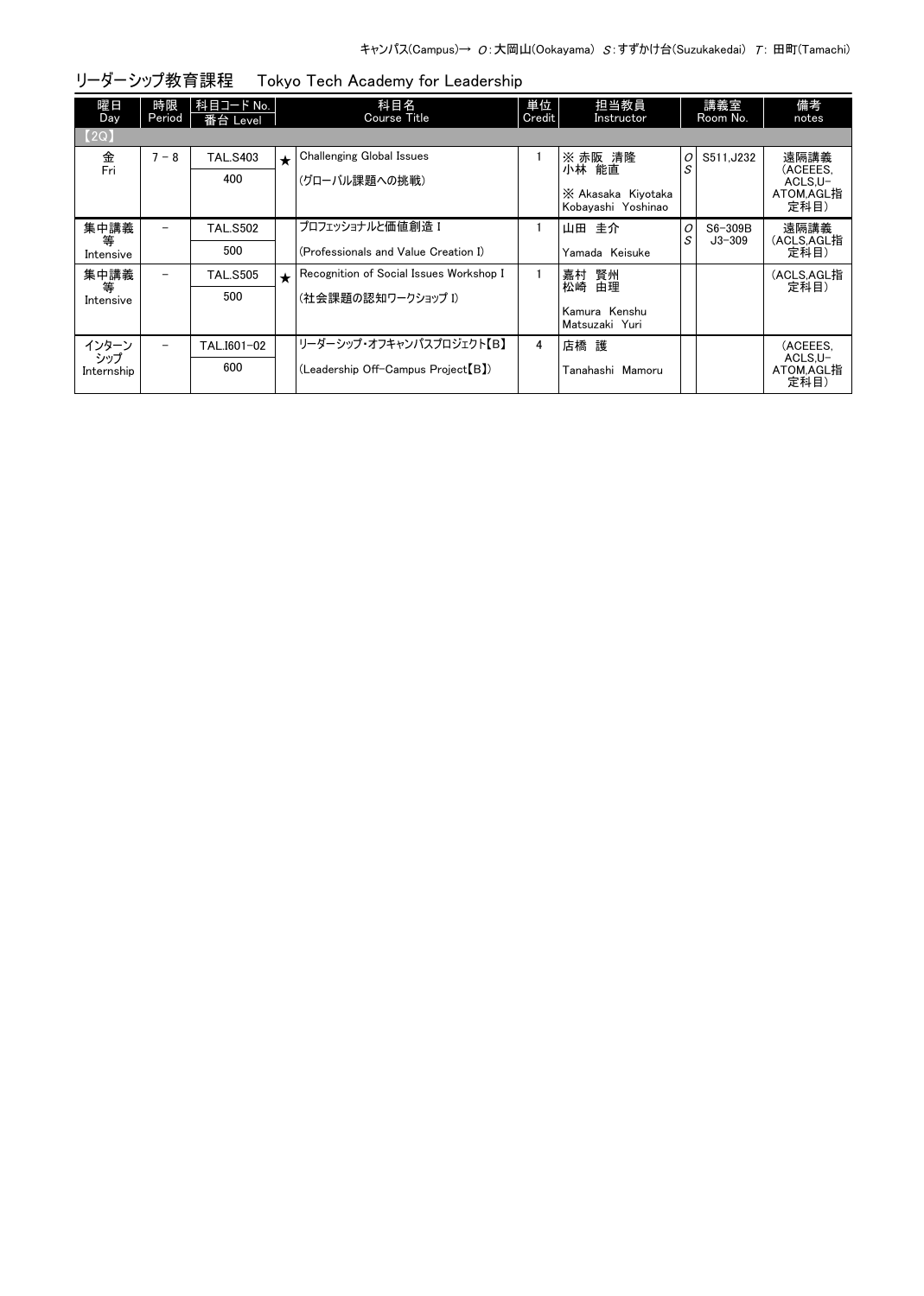キャンパス(Campus)→ O:大岡山(Ookayama) S:すずかけ台(Suzukakedai) T: 田町(Tamachi)

## リーダーシップ教育課程　Tokyo Tech Academy for Leadership

| 曜日 Day | 時限 Period | 科目コード No. 番台 Level | | 科目名 Course Title | 単位 Credit | 担当教員 Instructor | | 講義室 Room No. | 備考 notes |
|---|---|---|---|---|---|---|---|---|---|
| 【2Q】 | | | | | | | | | |
| 金 Fri | 7－8 | TAL.S403<br>400 | ★ | Challenging Global Issues<br>(グローバル課題への挑戦) | 1 | ※ 赤阪 清隆<br>小林 能直<br>※ Akasaka Kiyotaka<br>Kobayashi Yoshinao | O<br>S | S511,J232 | 遠隔講義<br>(ACEEES, ACLS,U-ATOM,AGL指定科目) |
| 集中講義等 Intensive | － | TAL.S502<br>500 | | プロフェッショナルと価値創造 I<br>(Professionals and Value Creation I) | 1 | 山田 圭介<br>Yamada Keisuke | O<br>S | S6-309B<br>J3-309 | 遠隔講義<br>(ACLS,AGL指定科目) |
| 集中講義等 Intensive | － | TAL.S505<br>500 | ★ | Recognition of Social Issues Workshop I<br>(社会課題の認知ワークショップ I) | 1 | 嘉村 賢州<br>松崎 由理<br>Kamura Kenshu<br>Matsuzaki Yuri | | | (ACLS,AGL指定科目) |
| インターンシップ Internship | － | TAL.I601-02<br>600 | | リーダーシップ・オフキャンパスプロジェクト【B】<br>(Leadership Off-Campus Project【B】) | 4 | 店橋 護<br>Tanahashi Mamoru | | | (ACEEES, ACLS,U-ATOM,AGL指定科目) |